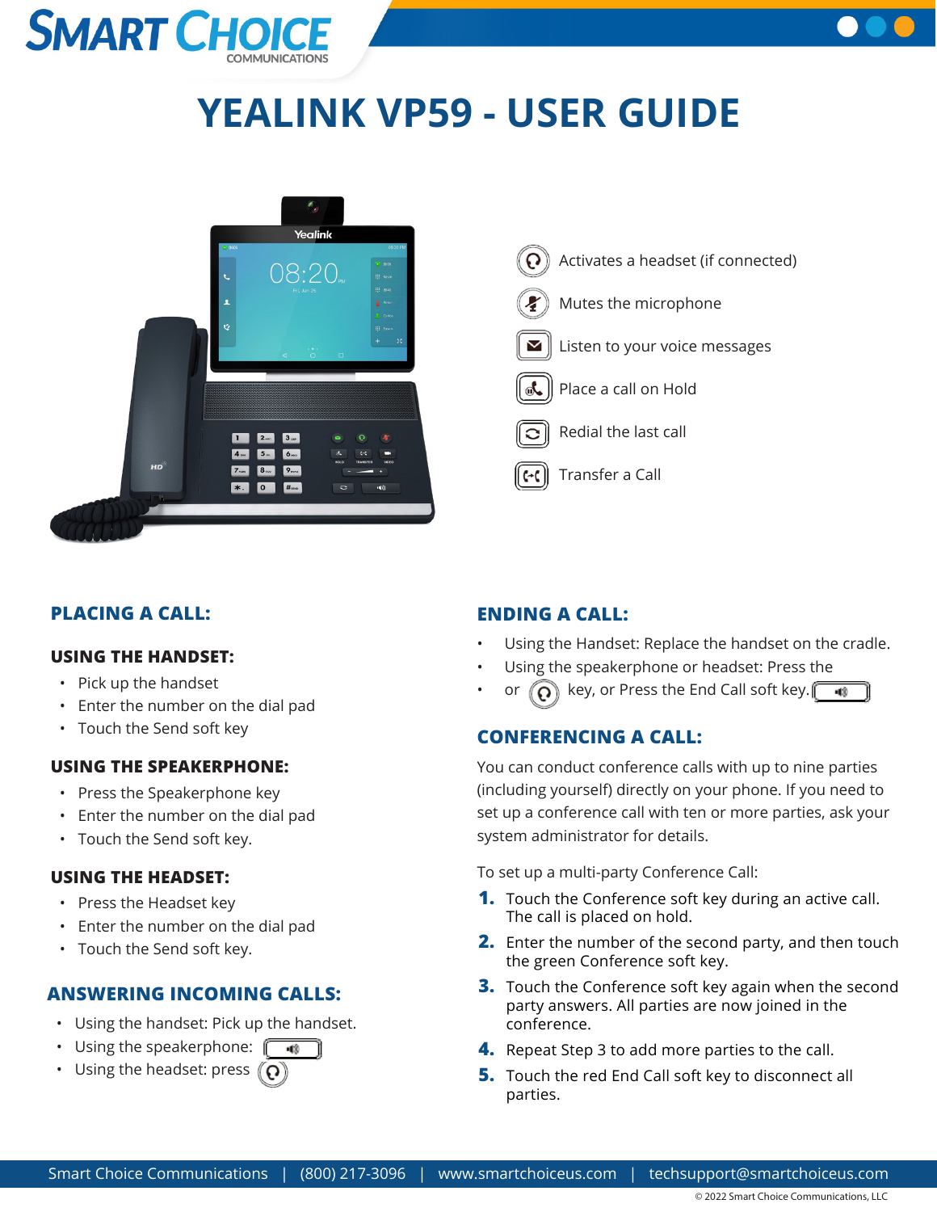# YEALINK VP59 - USER GUIDE

- Activates a headset (if connected)
- Mutes the microphone
- Listen to your voice messages
- Place a call on Hold
- Redial the last call
- Transfer a Call

## PLACING A CALL:

### USING THE HANDSET:

- Pick up the handset
- Enter the number on the dial pad
- Touch the Send soft key

### USING THE SPEAKERPHONE:

- Press the Speakerphone key
- Enter the number on the dial pad
- Touch the Send soft key.

### USING THE HEADSET:

- Press the Headset key
- Enter the number on the dial pad
- Touch the Send soft key.

## ANSWERING INCOMING CALLS:

- Using the handset: Pick up the handset.
- Using the speakerphone:
- Using the headset: press

## ENDING A CALL:

- Using the Handset: Replace the handset on the cradle.
- Using the speakerphone or headset: Press the
- or key, or Press the End Call soft key.

## CONFERENCING A CALL:

You can conduct conference calls with up to nine parties (including yourself) directly on your phone. If you need to set up a conference call with ten or more parties, ask your system administrator for details.

To set up a multi-party Conference Call:

1. Touch the Conference soft key during an active call. The call is placed on hold.
2. Enter the number of the second party, and then touch the green Conference soft key.
3. Touch the Conference soft key again when the second party answers. All parties are now joined in the conference.
4. Repeat Step 3 to add more parties to the call.
5. Touch the red End Call soft key to disconnect all parties.

Smart Choice Communications | (800) 217-3096 | www.smartchoiceus.com | techsupport@smartchoiceus.com

© 2022 Smart Choice Communications, LLC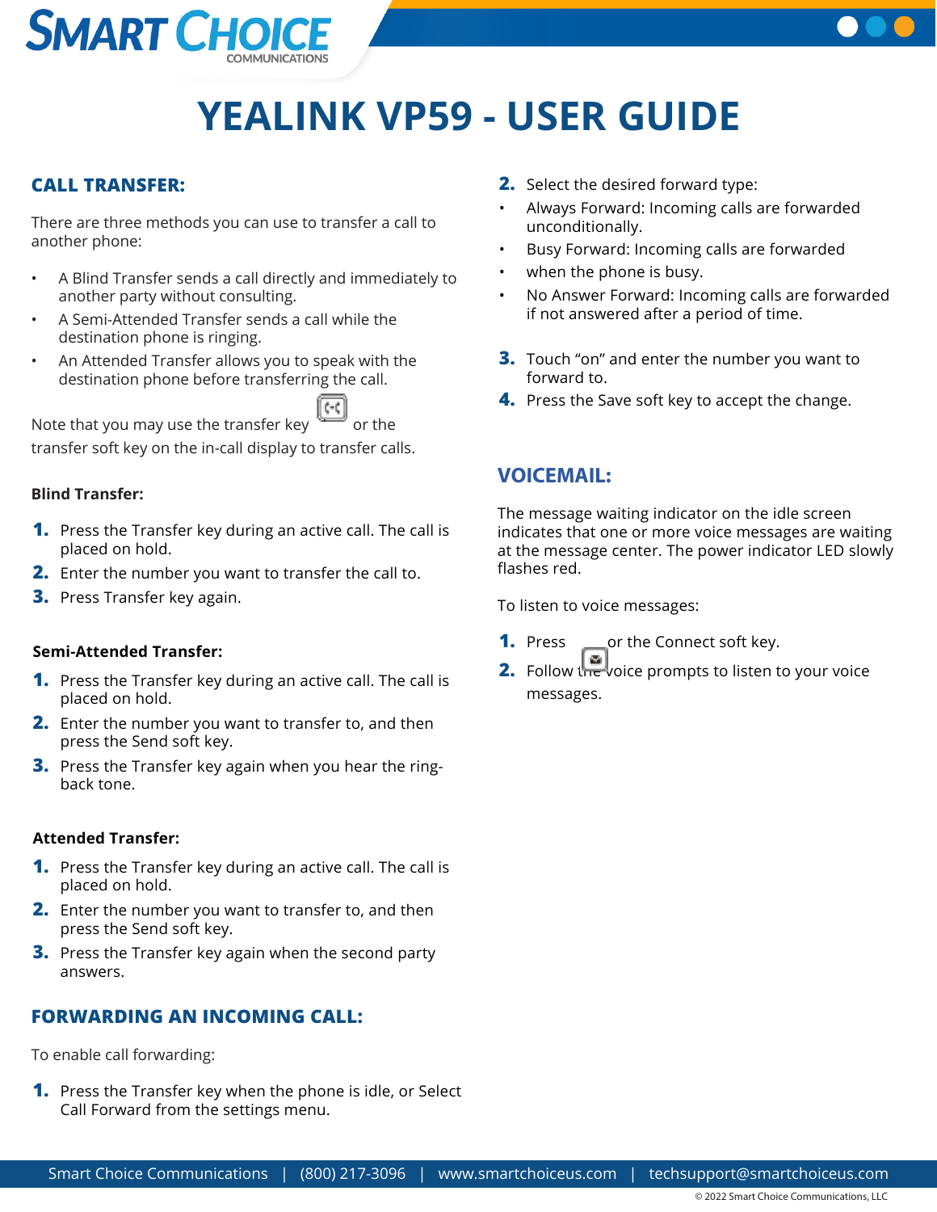# YEALINK VP59 - USER GUIDE

## CALL TRANSFER:

There are three methods you can use to transfer a call to another phone:

- A Blind Transfer sends a call directly and immediately to another party without consulting.
- A Semi-Attended Transfer sends a call while the destination phone is ringing.
- An Attended Transfer allows you to speak with the destination phone before transferring the call.

Note that you may use the transfer key or the transfer soft key on the in-call display to transfer calls.

**Blind Transfer:**

1. Press the Transfer key during an active call. The call is placed on hold.
2. Enter the number you want to transfer the call to.
3. Press Transfer key again.

**Semi-Attended Transfer:**

1. Press the Transfer key during an active call. The call is placed on hold.
2. Enter the number you want to transfer to, and then press the Send soft key.
3. Press the Transfer key again when you hear the ring-back tone.

**Attended Transfer:**

1. Press the Transfer key during an active call. The call is placed on hold.
2. Enter the number you want to transfer to, and then press the Send soft key.
3. Press the Transfer key again when the second party answers.

## FORWARDING AN INCOMING CALL:

To enable call forwarding:

1. Press the Transfer key when the phone is idle, or Select Call Forward from the settings menu.
2. Select the desired forward type:
   - Always Forward: Incoming calls are forwarded unconditionally.
   - Busy Forward: Incoming calls are forwarded
   - when the phone is busy.
   - No Answer Forward: Incoming calls are forwarded if not answered after a period of time.
3. Touch “on” and enter the number you want to forward to.
4. Press the Save soft key to accept the change.

## VOICEMAIL:

The message waiting indicator on the idle screen indicates that one or more voice messages are waiting at the message center. The power indicator LED slowly flashes red.

To listen to voice messages:

1. Press or the Connect soft key.
2. Follow the voice prompts to listen to your voice messages.

Smart Choice Communications | (800) 217-3096 | www.smartchoiceus.com | techsupport@smartchoiceus.com

© 2022 Smart Choice Communications, LLC